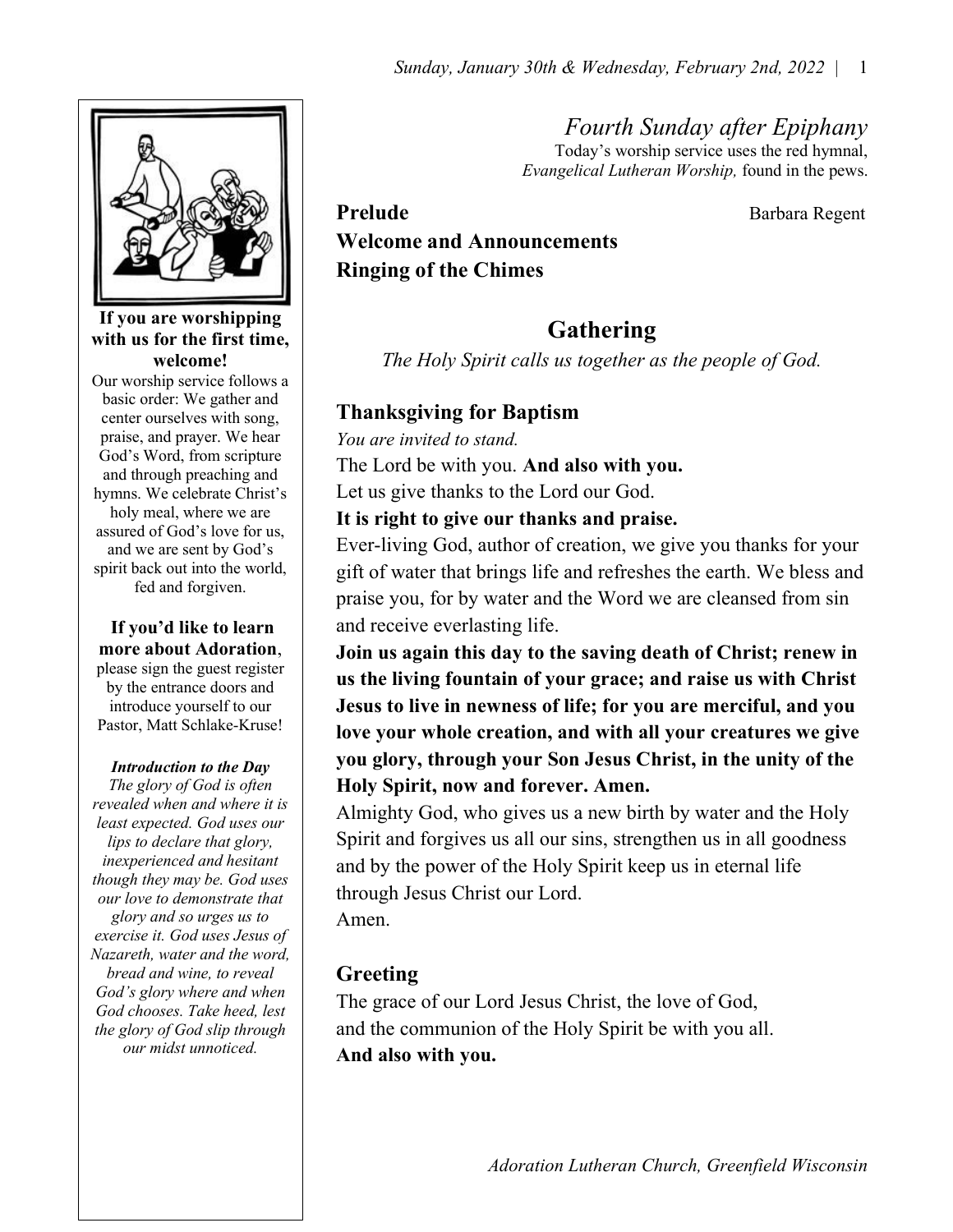# Fourth Sunday after Epiphany

Today's worship service uses the red hymnal, *Evangelical Lutheran Worship,* found in the pews.

**If you are worshipping with us for the first time, welcome!**

Our worship service follows a basic order: We gather and center ourselves with song, praise, and prayer. We hear God's Word, from scripture and through preaching and hymns. We celebrate Christ's holy meal, where we are assured of God's love for us, and we are sent by God's spirit back out into the world, fed and forgiven.

**If you'd like to learn more about Adoration**, please sign the guest register by the entrance doors and introduce yourself to our Pastor, Matt Schlake-Kruse!

***Introduction to the Day***

*The glory of God is often revealed when and where it is least expected. God uses our lips to declare that glory, inexperienced and hesitant though they may be. God uses our love to demonstrate that glory and so urges us to exercise it. God uses Jesus of Nazareth, water and the word, bread and wine, to reveal God's glory where and when God chooses. Take heed, lest the glory of God slip through our midst unnoticed.*

**Prelude** Barbara Regent

**Welcome and Announcements**

**Ringing of the Chimes**

## Gathering

*The Holy Spirit calls us together as the people of God.*

### Thanksgiving for Baptism

*You are invited to stand.*

The Lord be with you. **And also with you.**

Let us give thanks to the Lord our God.

**It is right to give our thanks and praise.**

Ever-living God, author of creation, we give you thanks for your gift of water that brings life and refreshes the earth. We bless and praise you, for by water and the Word we are cleansed from sin and receive everlasting life.

**Join us again this day to the saving death of Christ; renew in us the living fountain of your grace; and raise us with Christ Jesus to live in newness of life; for you are merciful, and you love your whole creation, and with all your creatures we give you glory, through your Son Jesus Christ, in the unity of the Holy Spirit, now and forever. Amen.**

Almighty God, who gives us a new birth by water and the Holy Spirit and forgives us all our sins, strengthen us in all goodness and by the power of the Holy Spirit keep us in eternal life through Jesus Christ our Lord.

Amen.

### Greeting

The grace of our Lord Jesus Christ, the love of God, and the communion of the Holy Spirit be with you all.

**And also with you.**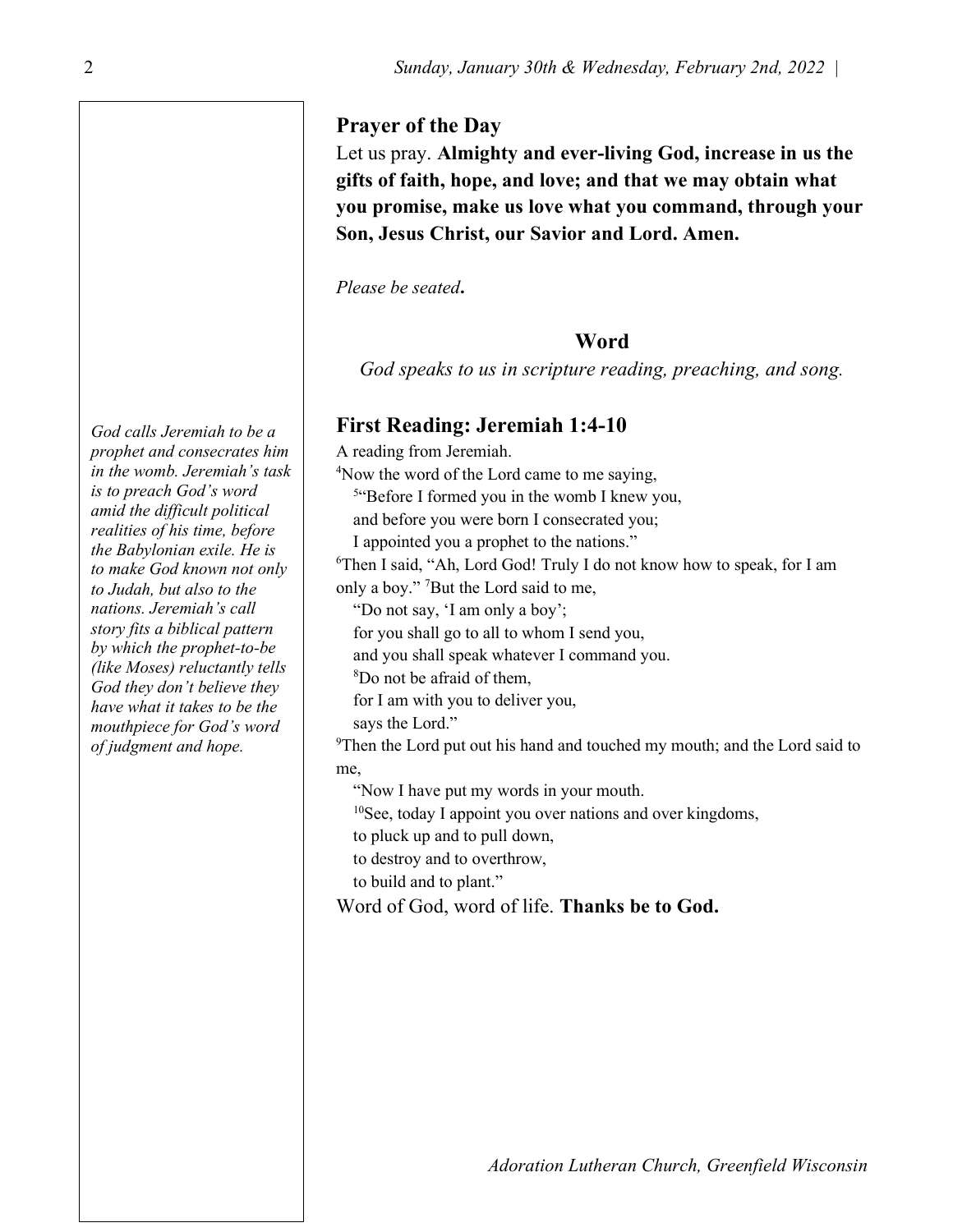## Prayer of the Day

Let us pray. **Almighty and ever-living God, increase in us the gifts of faith, hope, and love; and that we may obtain what you promise, make us love what you command, through your Son, Jesus Christ, our Savior and Lord. Amen.**

*Please be seated.*

## Word

*God speaks to us in scripture reading, preaching, and song.*

## First Reading: Jeremiah 1:4-10

*God calls Jeremiah to be a prophet and consecrates him in the womb. Jeremiah's task is to preach God's word amid the difficult political realities of his time, before the Babylonian exile. He is to make God known not only to Judah, but also to the nations. Jeremiah's call story fits a biblical pattern by which the prophet-to-be (like Moses) reluctantly tells God they don't believe they have what it takes to be the mouthpiece for God's word of judgment and hope.*

A reading from Jeremiah.

[4]Now the word of the Lord came to me saying,
[5]"Before I formed you in the womb I knew you,
and before you were born I consecrated you;
I appointed you a prophet to the nations."

[6]Then I said, "Ah, Lord God! Truly I do not know how to speak, for I am only a boy." [7]But the Lord said to me,
"Do not say, 'I am only a boy';
for you shall go to all to whom I send you,
and you shall speak whatever I command you.
[8]Do not be afraid of them,
for I am with you to deliver you,
says the Lord."

[9]Then the Lord put out his hand and touched my mouth; and the Lord said to me,
"Now I have put my words in your mouth.
[10]See, today I appoint you over nations and over kingdoms,
to pluck up and to pull down,
to destroy and to overthrow,
to build and to plant."

Word of God, word of life. **Thanks be to God.**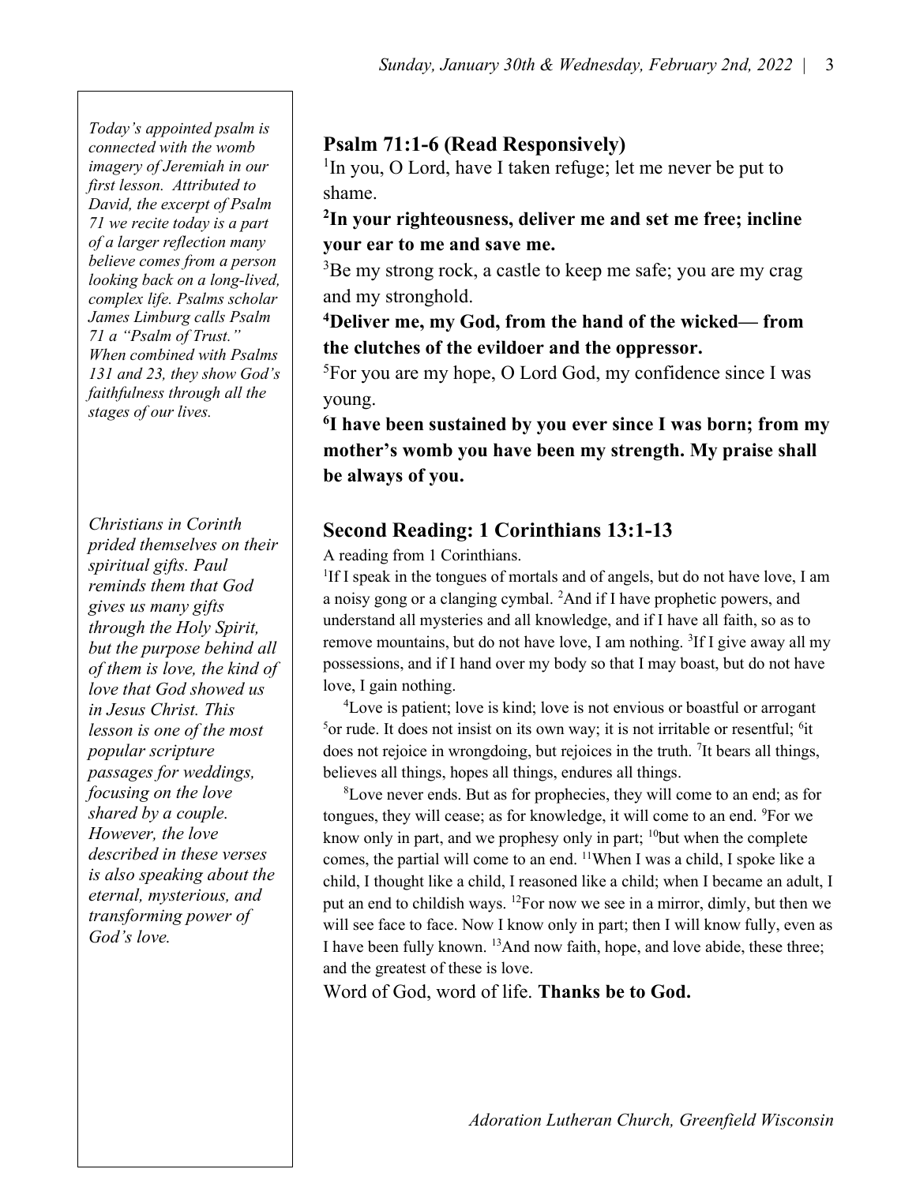*Today's appointed psalm is connected with the womb imagery of Jeremiah in our first lesson. Attributed to David, the excerpt of Psalm 71 we recite today is a part of a larger reflection many believe comes from a person looking back on a long-lived, complex life. Psalms scholar James Limburg calls Psalm 71 a "Psalm of Trust." When combined with Psalms 131 and 23, they show God's faithfulness through all the stages of our lives.*

## Psalm 71:1-6 (Read Responsively)

[1]In you, O Lord, have I taken refuge; let me never be put to shame.

**[2]In your righteousness, deliver me and set me free; incline your ear to me and save me.**

[3]Be my strong rock, a castle to keep me safe; you are my crag and my stronghold.

**[4]Deliver me, my God, from the hand of the wicked— from the clutches of the evildoer and the oppressor.**

[5]For you are my hope, O Lord God, my confidence since I was young.

**[6]I have been sustained by you ever since I was born; from my mother's womb you have been my strength. My praise shall be always of you.**

*Christians in Corinth prided themselves on their spiritual gifts. Paul reminds them that God gives us many gifts through the Holy Spirit, but the purpose behind all of them is love, the kind of love that God showed us in Jesus Christ. This lesson is one of the most popular scripture passages for weddings, focusing on the love shared by a couple. However, the love described in these verses is also speaking about the eternal, mysterious, and transforming power of God's love.*

## Second Reading: 1 Corinthians 13:1-13

A reading from 1 Corinthians.

[1]If I speak in the tongues of mortals and of angels, but do not have love, I am a noisy gong or a clanging cymbal. [2]And if I have prophetic powers, and understand all mysteries and all knowledge, and if I have all faith, so as to remove mountains, but do not have love, I am nothing. [3]If I give away all my possessions, and if I hand over my body so that I may boast, but do not have love, I gain nothing.

[4]Love is patient; love is kind; love is not envious or boastful or arrogant [5]or rude. It does not insist on its own way; it is not irritable or resentful; [6]it does not rejoice in wrongdoing, but rejoices in the truth. [7]It bears all things, believes all things, hopes all things, endures all things.

[8]Love never ends. But as for prophecies, they will come to an end; as for tongues, they will cease; as for knowledge, it will come to an end. [9]For we know only in part, and we prophesy only in part; [10]but when the complete comes, the partial will come to an end. [11]When I was a child, I spoke like a child, I thought like a child, I reasoned like a child; when I became an adult, I put an end to childish ways. [12]For now we see in a mirror, dimly, but then we will see face to face. Now I know only in part; then I will know fully, even as I have been fully known. [13]And now faith, hope, and love abide, these three; and the greatest of these is love.

Word of God, word of life. **Thanks be to God.**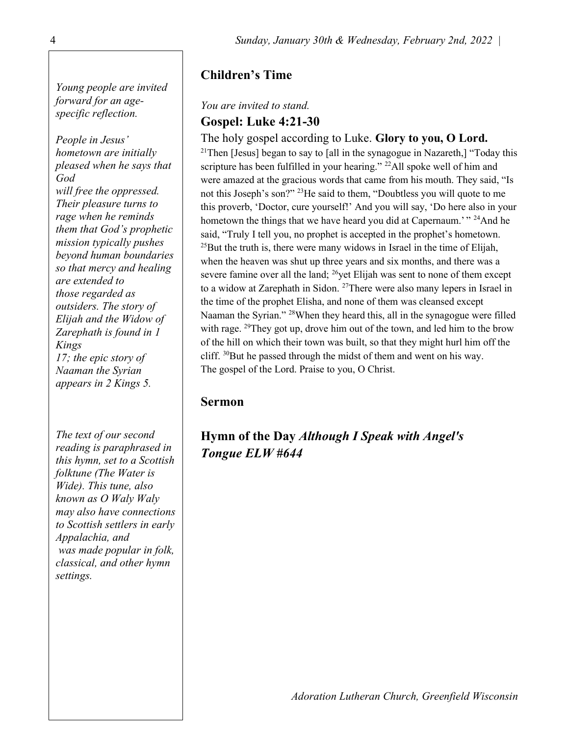## Children's Time

*Young people are invited forward for an age-specific reflection.*

*You are invited to stand.*

### Gospel: Luke 4:21-30

*People in Jesus' hometown are initially pleased when he says that God will free the oppressed. Their pleasure turns to rage when he reminds them that God's prophetic mission typically pushes beyond human boundaries so that mercy and healing are extended to those regarded as outsiders. The story of Elijah and the Widow of Zarephath is found in 1 Kings 17; the epic story of Naaman the Syrian appears in 2 Kings 5.*

The holy gospel according to Luke. **Glory to you, O Lord.**

[21]Then [Jesus] began to say to [all in the synagogue in Nazareth,] "Today this scripture has been fulfilled in your hearing." [22]All spoke well of him and were amazed at the gracious words that came from his mouth. They said, "Is not this Joseph's son?" [23]He said to them, "Doubtless you will quote to me this proverb, 'Doctor, cure yourself!' And you will say, 'Do here also in your hometown the things that we have heard you did at Capernaum.' " [24]And he said, "Truly I tell you, no prophet is accepted in the prophet's hometown. [25]But the truth is, there were many widows in Israel in the time of Elijah, when the heaven was shut up three years and six months, and there was a severe famine over all the land; [26]yet Elijah was sent to none of them except to a widow at Zarephath in Sidon. [27]There were also many lepers in Israel in the time of the prophet Elisha, and none of them was cleansed except Naaman the Syrian." [28]When they heard this, all in the synagogue were filled with rage. [29]They got up, drove him out of the town, and led him to the brow of the hill on which their town was built, so that they might hurl him off the cliff. [30]But he passed through the midst of them and went on his way.

The gospel of the Lord. Praise to you, O Christ.

## Sermon

## Hymn of the Day *Although I Speak with Angel's Tongue ELW #644*

*The text of our second reading is paraphrased in this hymn, set to a Scottish folktune (The Water is Wide). This tune, also known as O Waly Waly may also have connections to Scottish settlers in early Appalachia, and was made popular in folk, classical, and other hymn settings.*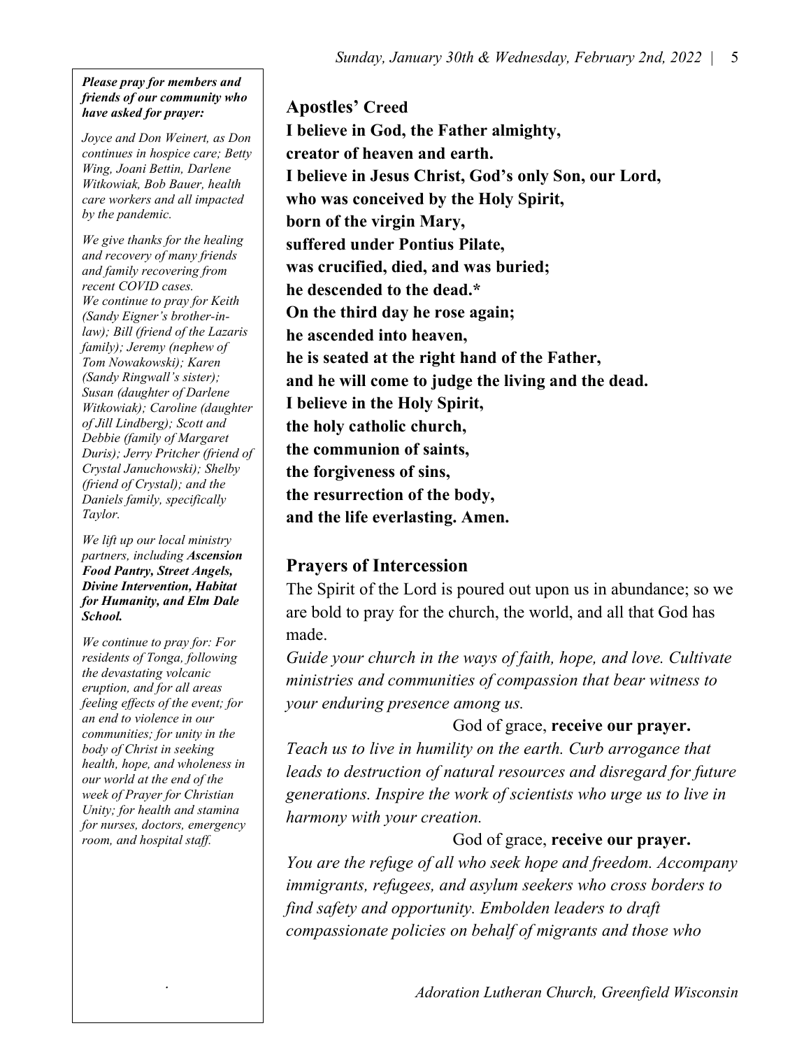***Please pray for members and friends of our community who have asked for prayer:***

*Joyce and Don Weinert, as Don continues in hospice care; Betty Wing, Joani Bettin, Darlene Witkowiak, Bob Bauer, health care workers and all impacted by the pandemic.*

*We give thanks for the healing and recovery of many friends and family recovering from recent COVID cases.*
*We continue to pray for Keith (Sandy Eigner's brother-in-law); Bill (friend of the Lazaris family); Jeremy (nephew of Tom Nowakowski); Karen (Sandy Ringwall's sister); Susan (daughter of Darlene Witkowiak); Caroline (daughter of Jill Lindberg); Scott and Debbie (family of Margaret Duris); Jerry Pritcher (friend of Crystal Januchowski); Shelby (friend of Crystal); and the Daniels family, specifically Taylor.*

*We lift up our local ministry partners, including* ***Ascension Food Pantry, Street Angels, Divine Intervention, Habitat for Humanity, and Elm Dale School.***

*We continue to pray for: For residents of Tonga, following the devastating volcanic eruption, and for all areas feeling effects of the event; for an end to violence in our communities; for unity in the body of Christ in seeking health, hope, and wholeness in our world at the end of the week of Prayer for Christian Unity; for health and stamina for nurses, doctors, emergency room, and hospital staff.*

## Apostles' Creed

**I believe in God, the Father almighty,**
**creator of heaven and earth.**
**I believe in Jesus Christ, God's only Son, our Lord,**
**who was conceived by the Holy Spirit,**
**born of the virgin Mary,**
**suffered under Pontius Pilate,**
**was crucified, died, and was buried;**
**he descended to the dead.***
**On the third day he rose again;**
**he ascended into heaven,**
**he is seated at the right hand of the Father,**
**and he will come to judge the living and the dead.**
**I believe in the Holy Spirit,**
**the holy catholic church,**
**the communion of saints,**
**the forgiveness of sins,**
**the resurrection of the body,**
**and the life everlasting. Amen.**

## Prayers of Intercession

The Spirit of the Lord is poured out upon us in abundance; so we are bold to pray for the church, the world, and all that God has made.

*Guide your church in the ways of faith, hope, and love. Cultivate ministries and communities of compassion that bear witness to your enduring presence among us.*

God of grace, **receive our prayer.**

*Teach us to live in humility on the earth. Curb arrogance that leads to destruction of natural resources and disregard for future generations. Inspire the work of scientists who urge us to live in harmony with your creation.*

God of grace, **receive our prayer.**

*You are the refuge of all who seek hope and freedom. Accompany immigrants, refugees, and asylum seekers who cross borders to find safety and opportunity. Embolden leaders to draft compassionate policies on behalf of migrants and those who*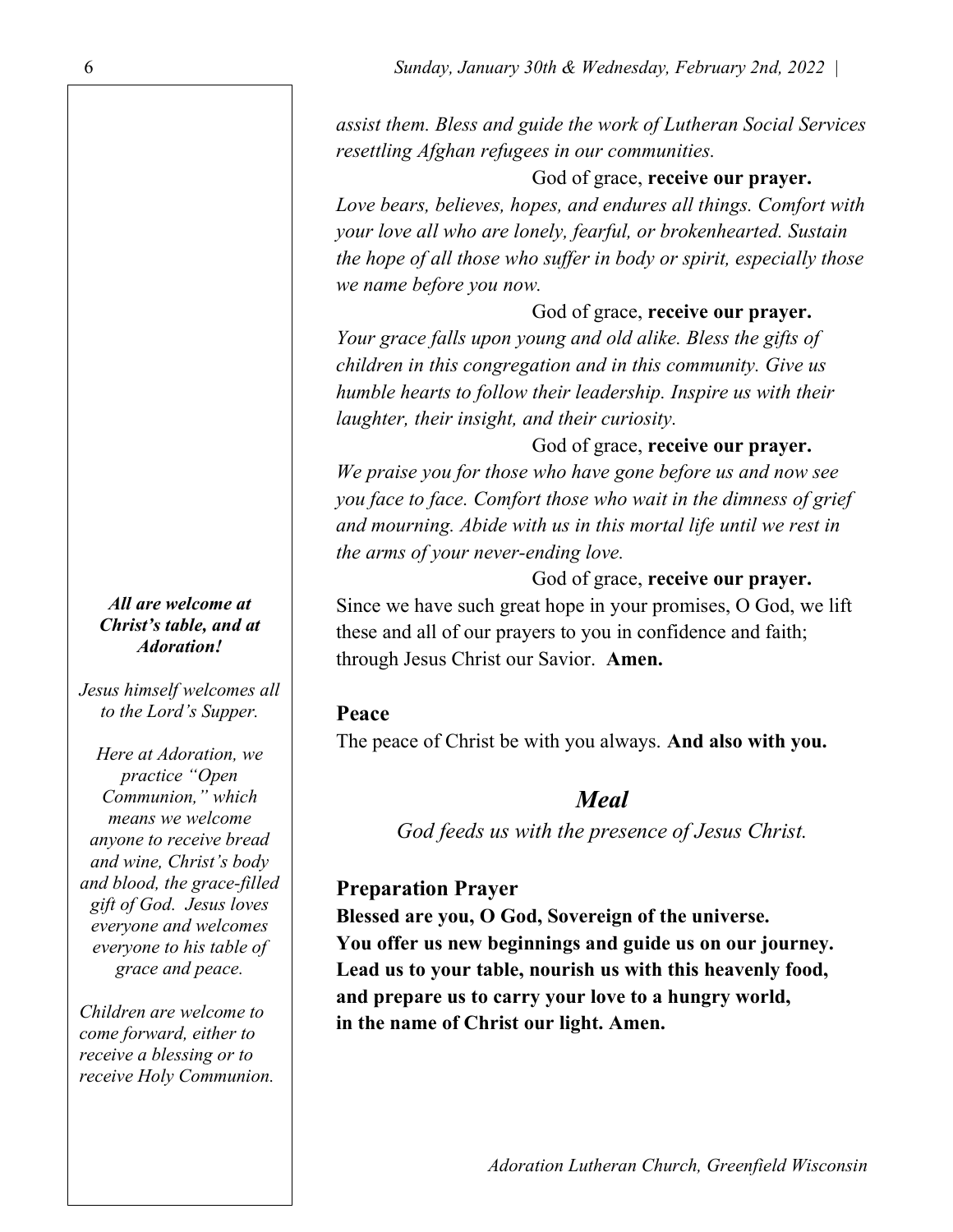*assist them. Bless and guide the work of Lutheran Social Services resettling Afghan refugees in our communities.*

God of grace, **receive our prayer.**

*Love bears, believes, hopes, and endures all things. Comfort with your love all who are lonely, fearful, or brokenhearted. Sustain the hope of all those who suffer in body or spirit, especially those we name before you now.*

God of grace, **receive our prayer.**

*Your grace falls upon young and old alike. Bless the gifts of children in this congregation and in this community. Give us humble hearts to follow their leadership. Inspire us with their laughter, their insight, and their curiosity.*

God of grace, **receive our prayer.**

*We praise you for those who have gone before us and now see you face to face. Comfort those who wait in the dimness of grief and mourning. Abide with us in this mortal life until we rest in the arms of your never-ending love.*

God of grace, **receive our prayer.**

Since we have such great hope in your promises, O God, we lift these and all of our prayers to you in confidence and faith; through Jesus Christ our Savior. **Amen.**

### Peace

The peace of Christ be with you always. **And also with you.**

## *Meal*

*God feeds us with the presence of Jesus Christ.*

### Preparation Prayer

**Blessed are you, O God, Sovereign of the universe.**
**You offer us new beginnings and guide us on our journey.**
**Lead us to your table, nourish us with this heavenly food,**
**and prepare us to carry your love to a hungry world,**
**in the name of Christ our light. Amen.**

***All are welcome at Christ's table, and at Adoration!***

*Jesus himself welcomes all to the Lord's Supper.*

*Here at Adoration, we practice "Open Communion," which means we welcome anyone to receive bread and wine, Christ's body and blood, the grace-filled gift of God. Jesus loves everyone and welcomes everyone to his table of grace and peace.*

*Children are welcome to come forward, either to receive a blessing or to receive Holy Communion.*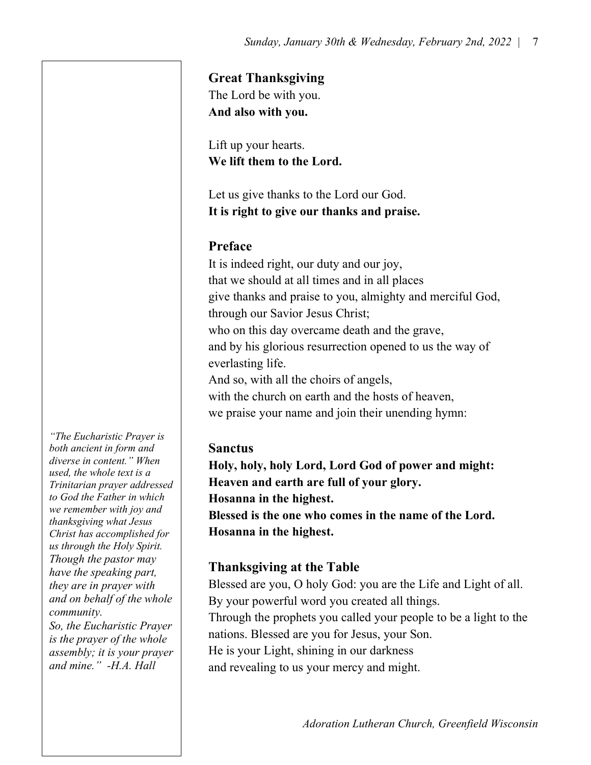## Great Thanksgiving

The Lord be with you.
**And also with you.**

Lift up your hearts.
**We lift them to the Lord.**

Let us give thanks to the Lord our God.
**It is right to give our thanks and praise.**

## Preface

It is indeed right, our duty and our joy,
that we should at all times and in all places
give thanks and praise to you, almighty and merciful God,
through our Savior Jesus Christ;
who on this day overcame death and the grave,
and by his glorious resurrection opened to us the way of everlasting life.
And so, with all the choirs of angels,
with the church on earth and the hosts of heaven,
we praise your name and join their unending hymn:

## Sanctus

**Holy, holy, holy Lord, Lord God of power and might:**
**Heaven and earth are full of your glory.**
**Hosanna in the highest.**
**Blessed is the one who comes in the name of the Lord.**
**Hosanna in the highest.**

*"The Eucharistic Prayer is both ancient in form and diverse in content." When used, the whole text is a Trinitarian prayer addressed to God the Father in which we remember with joy and thanksgiving what Jesus Christ has accomplished for us through the Holy Spirit. Though the pastor may have the speaking part, they are in prayer with and on behalf of the whole community.*
*So, the Eucharistic Prayer is the prayer of the whole assembly; it is your prayer and mine." -H.A. Hall*

## Thanksgiving at the Table

Blessed are you, O holy God: you are the Life and Light of all.
By your powerful word you created all things.
Through the prophets you called your people to be a light to the nations. Blessed are you for Jesus, your Son.
He is your Light, shining in our darkness
and revealing to us your mercy and might.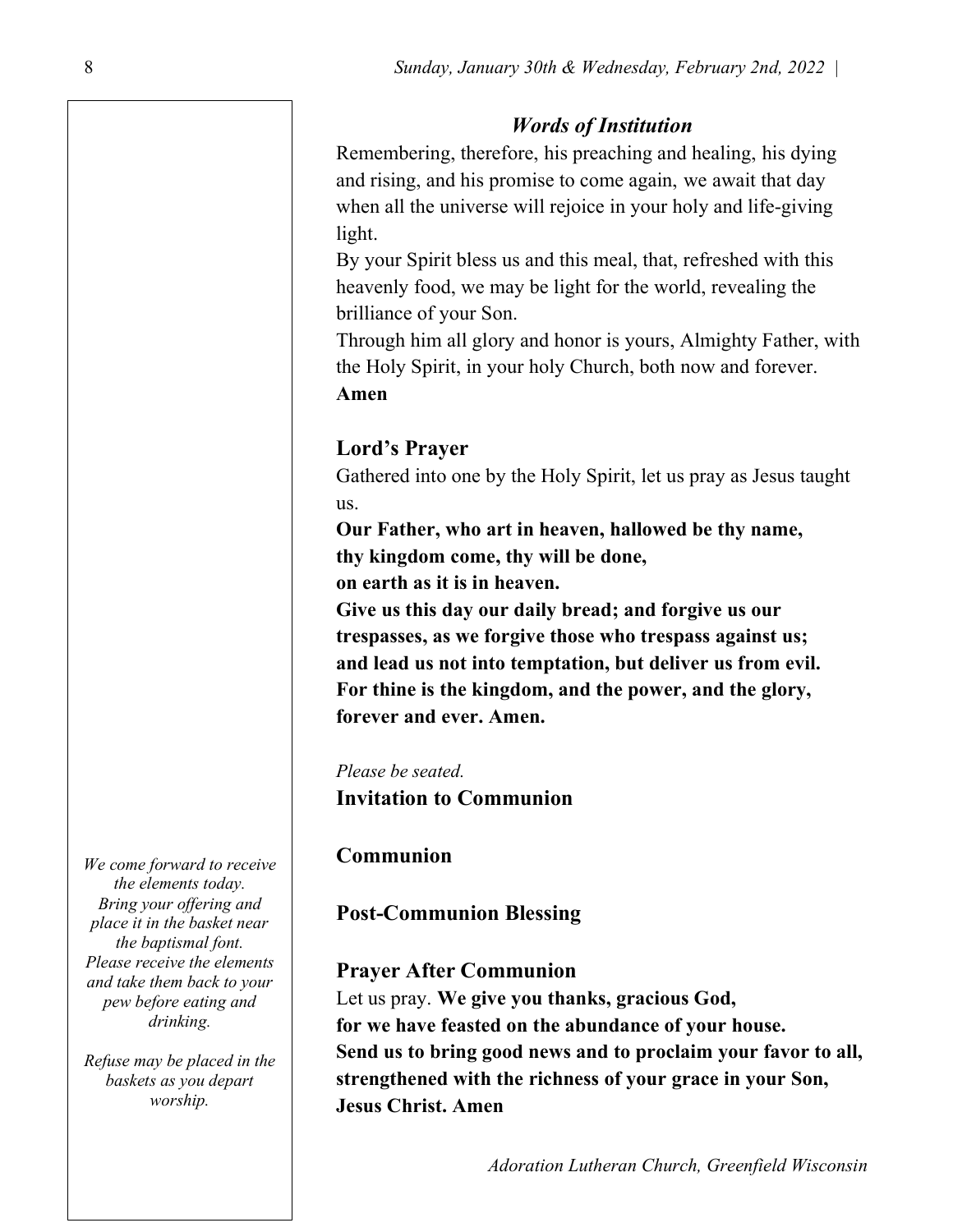### *Words of Institution*

Remembering, therefore, his preaching and healing, his dying and rising, and his promise to come again, we await that day when all the universe will rejoice in your holy and life-giving light.

By your Spirit bless us and this meal, that, refreshed with this heavenly food, we may be light for the world, revealing the brilliance of your Son.

Through him all glory and honor is yours, Almighty Father, with the Holy Spirit, in your holy Church, both now and forever.

**Amen**

### Lord's Prayer

Gathered into one by the Holy Spirit, let us pray as Jesus taught us.

**Our Father, who art in heaven, hallowed be thy name,**
**thy kingdom come, thy will be done,**
**on earth as it is in heaven.**
**Give us this day our daily bread; and forgive us our trespasses, as we forgive those who trespass against us; and lead us not into temptation, but deliver us from evil. For thine is the kingdom, and the power, and the glory, forever and ever. Amen.**

*Please be seated.*

### Invitation to Communion

### Communion

*We come forward to receive the elements today. Bring your offering and place it in the basket near the baptismal font. Please receive the elements and take them back to your pew before eating and drinking.*

*Refuse may be placed in the baskets as you depart worship.*

### Post-Communion Blessing

### Prayer After Communion

Let us pray. **We give you thanks, gracious God,**
**for we have feasted on the abundance of your house.**
**Send us to bring good news and to proclaim your favor to all, strengthened with the richness of your grace in your Son, Jesus Christ. Amen**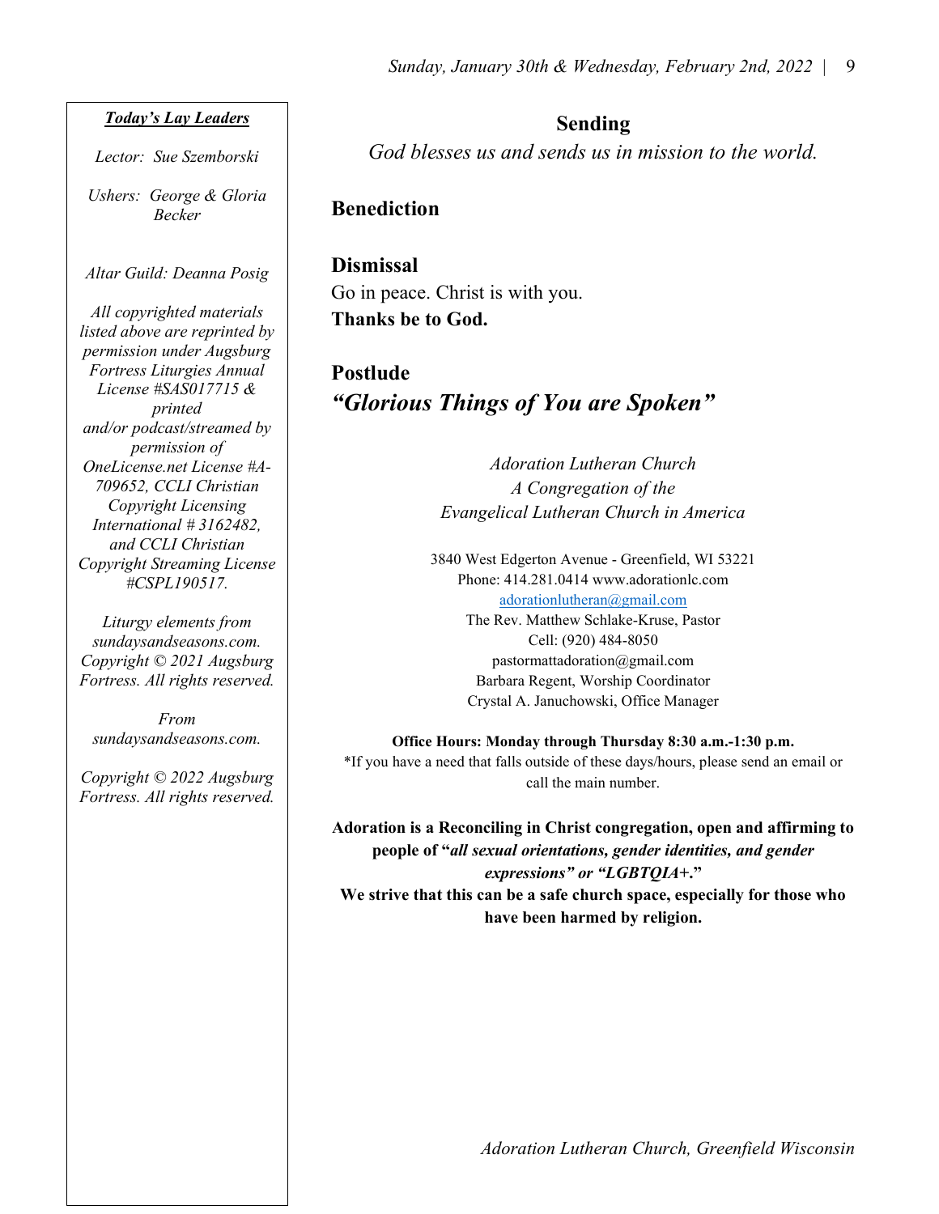**_Today's Lay Leaders_**

*Lector: Sue Szemborski*

*Ushers: George & Gloria Becker*

*Altar Guild: Deanna Posig*

*All copyrighted materials listed above are reprinted by permission under Augsburg Fortress Liturgies Annual License #SAS017715 & printed and/or podcast/streamed by permission of OneLicense.net License #A-709652, CCLI Christian Copyright Licensing International # 3162482, and CCLI Christian Copyright Streaming License #CSPL190517.*

*Liturgy elements from sundaysandseasons.com. Copyright © 2021 Augsburg Fortress. All rights reserved.*

*From sundaysandseasons.com.*

*Copyright © 2022 Augsburg Fortress. All rights reserved.*

## Sending

*God blesses us and sends us in mission to the world.*

### Benediction

### Dismissal

Go in peace. Christ is with you.
**Thanks be to God.**

### Postlude

***"Glorious Things of You are Spoken"***

*Adoration Lutheran Church*
*A Congregation of the*
*Evangelical Lutheran Church in America*

3840 West Edgerton Avenue - Greenfield, WI 53221
Phone: 414.281.0414 www.adorationlc.com
adorationlutheran@gmail.com
The Rev. Matthew Schlake-Kruse, Pastor
Cell: (920) 484-8050
pastormattadoration@gmail.com
Barbara Regent, Worship Coordinator
Crystal A. Januchowski, Office Manager

**Office Hours: Monday through Thursday 8:30 a.m.-1:30 p.m.**
*If you have a need that falls outside of these days/hours, please send an email or call the main number.

**Adoration is a Reconciling in Christ congregation, open and affirming to people of "*all sexual orientations, gender identities, and gender expressions" or "LGBTQIA+.*"**
**We strive that this can be a safe church space, especially for those who have been harmed by religion.**

*Adoration Lutheran Church, Greenfield Wisconsin*